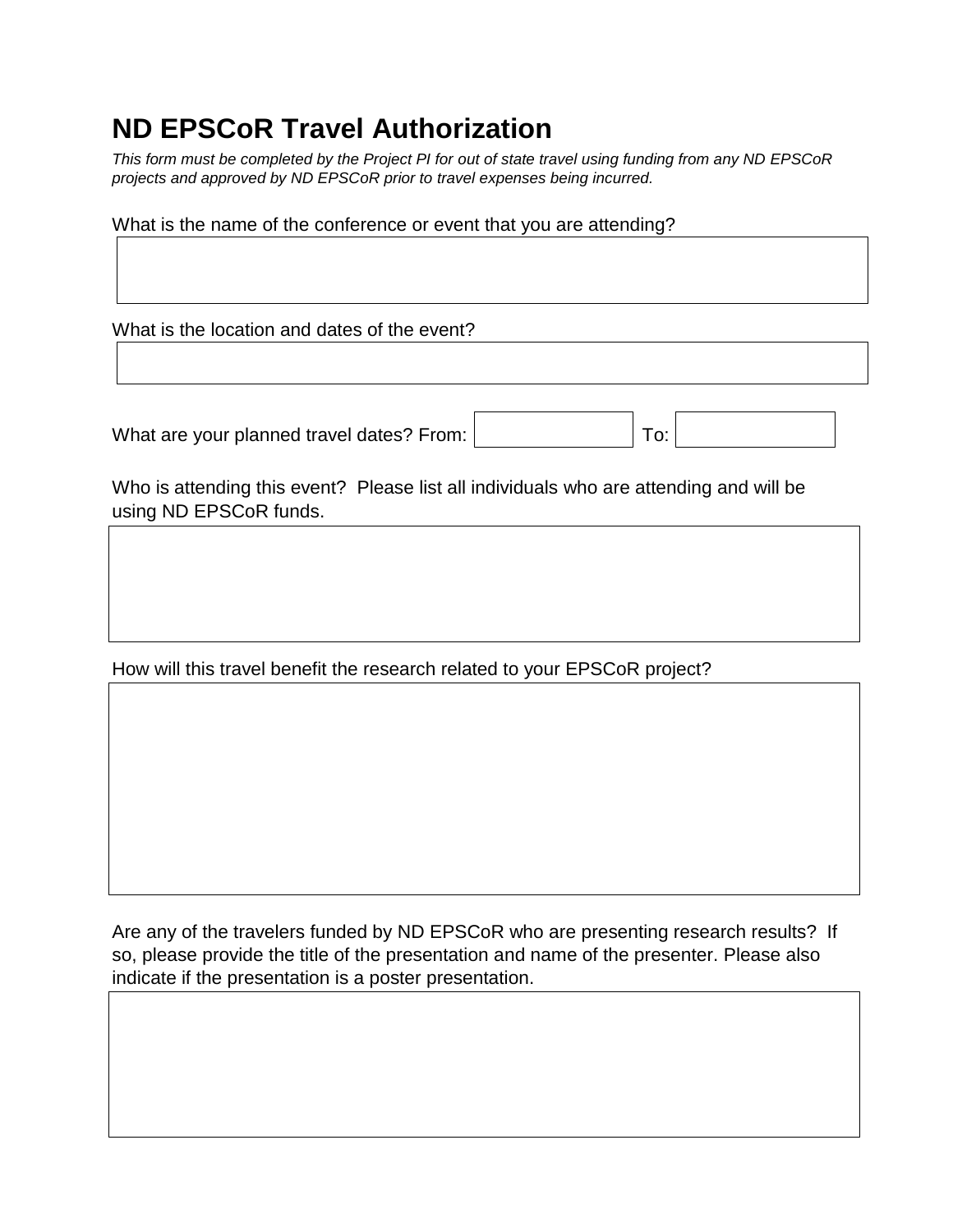# ND EPSCoR Travel Authorization

*This form must be completed by the Project PI for out of state travel using funding from any ND EPSCoR projects and approved by ND EPSCoR prior to travel expenses being incurred.*

What is the name of the conference or event that you are attending?

What is the location and dates of the event?

What are your planned travel dates? From: To:

Who is attending this event? Please list all individuals who are attending and will be using ND EPSCoR funds.

How will this travel benefit the research related to your EPSCoR project?

Are any of the travelers funded by ND EPSCoR who are presenting research results? If so, please provide the title of the presentation and name of the presenter. Please also indicate if the presentation is a poster presentation.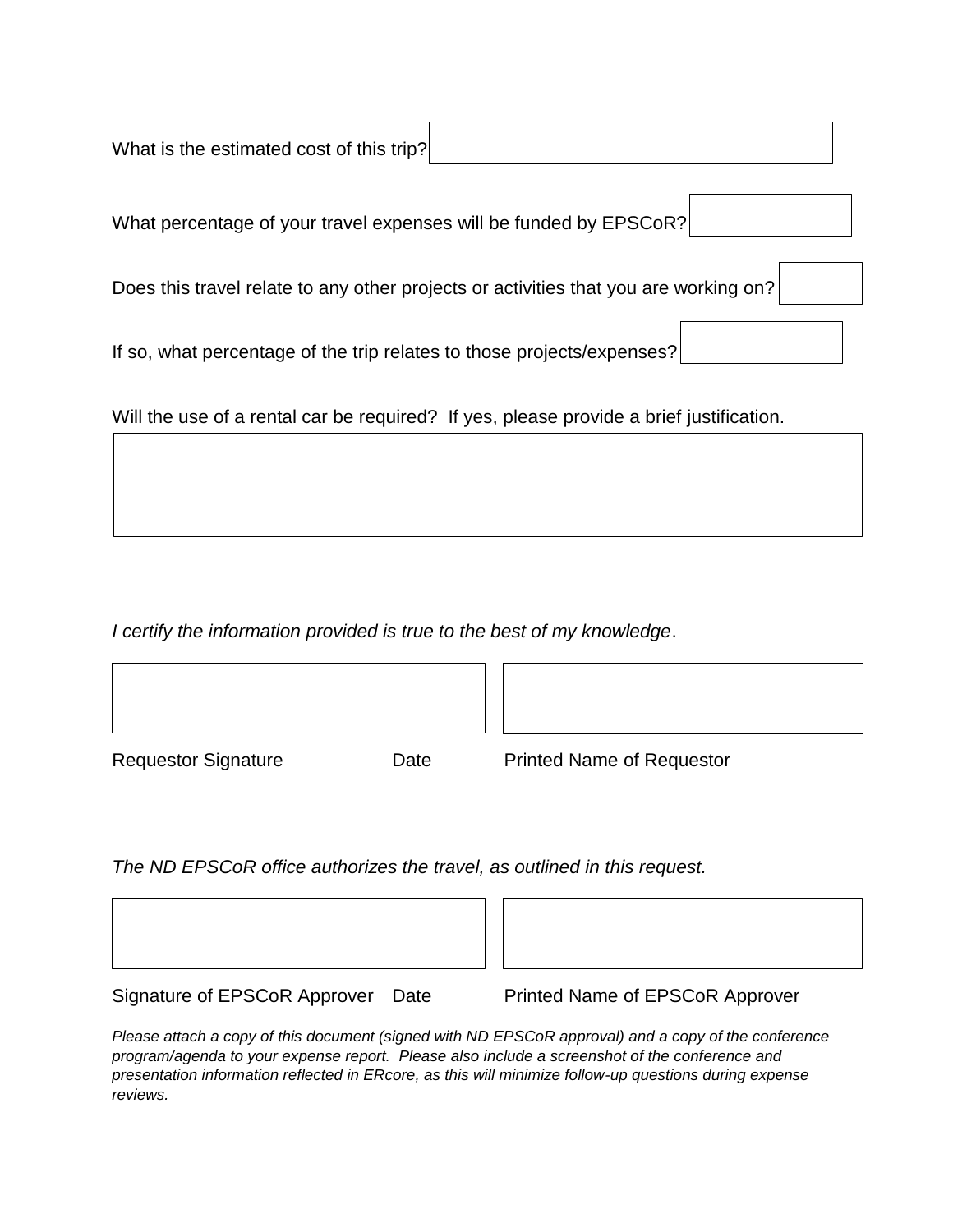What is the estimated cost of this trip?

What percentage of your travel expenses will be funded by EPSCoR?

Does this travel relate to any other projects or activities that you are working on?

If so, what percentage of the trip relates to those projects/expenses?

Will the use of a rental car be required? If yes, please provide a brief justification.

*I certify the information provided is true to the best of my knowledge*.

Requestor Signature Date Printed Name of Requestor

*The ND EPSCoR office authorizes the travel, as outlined in this request.*

Signature of EPSCoR Approver Date Printed Name of EPSCoR Approver

*Please attach a copy of this document (signed with ND EPSCoR approval) and a copy of the conference program/agenda to your expense report. Please also include a screenshot of the conference and presentation information reflected in ERcore, as this will minimize follow-up questions during expense reviews.*